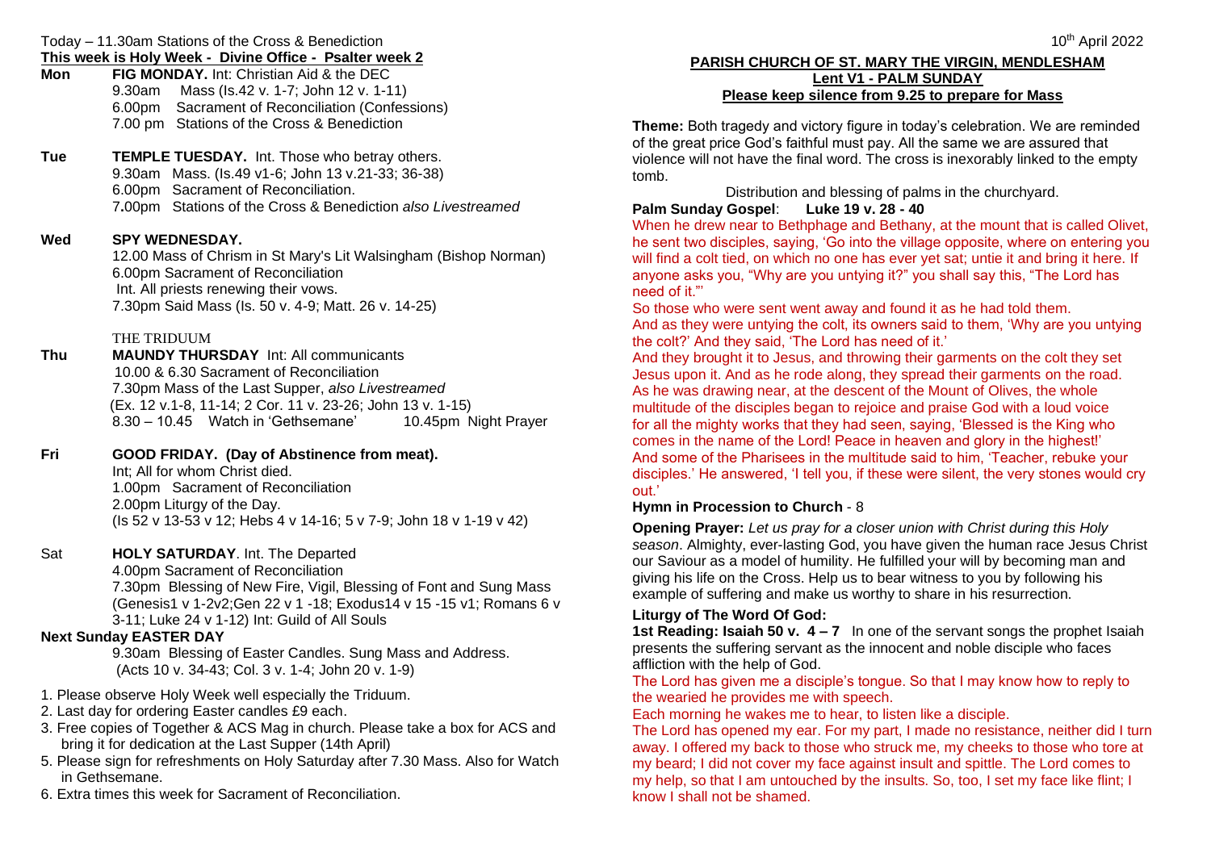Today – 11.30am Stations of the Cross & Benediction

**This week is Holy Week - Divine Office - Psalter week 2**

**Mon** **FIG MONDAY.** Int: Christian Aid & the DEC
9.30am Mass (Is.42 v. 1-7; John 12 v. 1-11)
6.00pm Sacrament of Reconciliation (Confessions)
7.00 pm Stations of the Cross & Benediction

**Tue** **TEMPLE TUESDAY.** Int. Those who betray others.
9.30am Mass. (Is.49 v1-6; John 13 v.21-33; 36-38)
6.00pm Sacrament of Reconciliation.
7.00pm Stations of the Cross & Benediction *also Livestreamed*

**Wed** **SPY WEDNESDAY.**
12.00 Mass of Chrism in St Mary's Lit Walsingham (Bishop Norman)
6.00pm Sacrament of Reconciliation
Int. All priests renewing their vows.
7.30pm Said Mass (Is. 50 v. 4-9; Matt. 26 v. 14-25)

THE TRIDUUM

**Thu** **MAUNDY THURSDAY** Int: All communicants
10.00 & 6.30 Sacrament of Reconciliation
7.30pm Mass of the Last Supper, *also Livestreamed*
(Ex. 12 v.1-8, 11-14; 2 Cor. 11 v. 23-26; John 13 v. 1-15)
8.30 – 10.45 Watch in 'Gethsemane' 10.45pm Night Prayer

**Fri** **GOOD FRIDAY. (Day of Abstinence from meat).**
Int; All for whom Christ died.
1.00pm Sacrament of Reconciliation
2.00pm Liturgy of the Day.
(Is 52 v 13-53 v 12; Hebs 4 v 14-16; 5 v 7-9; John 18 v 1-19 v 42)

Sat **HOLY SATURDAY**. Int. The Departed
4.00pm Sacrament of Reconciliation
7.30pm Blessing of New Fire, Vigil, Blessing of Font and Sung Mass
(Genesis1 v 1-2v2;Gen 22 v 1 -18; Exodus14 v 15 -15 v1; Romans 6 v 3-11; Luke 24 v 1-12) Int: Guild of All Souls

**Next Sunday EASTER DAY**
9.30am Blessing of Easter Candles. Sung Mass and Address.
(Acts 10 v. 34-43; Col. 3 v. 1-4; John 20 v. 1-9)

1. Please observe Holy Week well especially the Triduum.
2. Last day for ordering Easter candles £9 each.
3. Free copies of Together & ACS Mag in church. Please take a box for ACS and bring it for dedication at the Last Supper (14th April)
5. Please sign for refreshments on Holy Saturday after 7.30 Mass. Also for Watch in Gethsemane.
6. Extra times this week for Sacrament of Reconciliation.

10th April 2022

**PARISH CHURCH OF ST. MARY THE VIRGIN, MENDLESHAM**
**Lent V1 - PALM SUNDAY**
**Please keep silence from 9.25 to prepare for Mass**

**Theme:** Both tragedy and victory figure in today's celebration. We are reminded of the great price God's faithful must pay. All the same we are assured that violence will not have the final word. The cross is inexorably linked to the empty tomb.

Distribution and blessing of palms in the churchyard.

**Palm Sunday Gospel**: **Luke 19 v. 28 - 40**

When he drew near to Bethphage and Bethany, at the mount that is called Olivet, he sent two disciples, saying, 'Go into the village opposite, where on entering you will find a colt tied, on which no one has ever yet sat; untie it and bring it here. If anyone asks you, "Why are you untying it?" you shall say this, "The Lord has need of it."'
So those who were sent went away and found it as he had told them.
And as they were untying the colt, its owners said to them, 'Why are you untying the colt?' And they said, 'The Lord has need of it.'
And they brought it to Jesus, and throwing their garments on the colt they set Jesus upon it. And as he rode along, they spread their garments on the road.
As he was drawing near, at the descent of the Mount of Olives, the whole multitude of the disciples began to rejoice and praise God with a loud voice for all the mighty works that they had seen, saying, 'Blessed is the King who comes in the name of the Lord! Peace in heaven and glory in the highest!'
And some of the Pharisees in the multitude said to him, 'Teacher, rebuke your disciples.' He answered, 'I tell you, if these were silent, the very stones would cry out.'

**Hymn in Procession to Church** - 8

**Opening Prayer:** *Let us pray for a closer union with Christ during this Holy season*. Almighty, ever-lasting God, you have given the human race Jesus Christ our Saviour as a model of humility. He fulfilled your will by becoming man and giving his life on the Cross. Help us to bear witness to you by following his example of suffering and make us worthy to share in his resurrection.

**Liturgy of The Word Of God:**

**1st Reading: Isaiah 50 v. 4 – 7** In one of the servant songs the prophet Isaiah presents the suffering servant as the innocent and noble disciple who faces affliction with the help of God.

The Lord has given me a disciple's tongue. So that I may know how to reply to the wearied he provides me with speech.
Each morning he wakes me to hear, to listen like a disciple.
The Lord has opened my ear. For my part, I made no resistance, neither did I turn away. I offered my back to those who struck me, my cheeks to those who tore at my beard; I did not cover my face against insult and spittle. The Lord comes to my help, so that I am untouched by the insults. So, too, I set my face like flint; I know I shall not be shamed.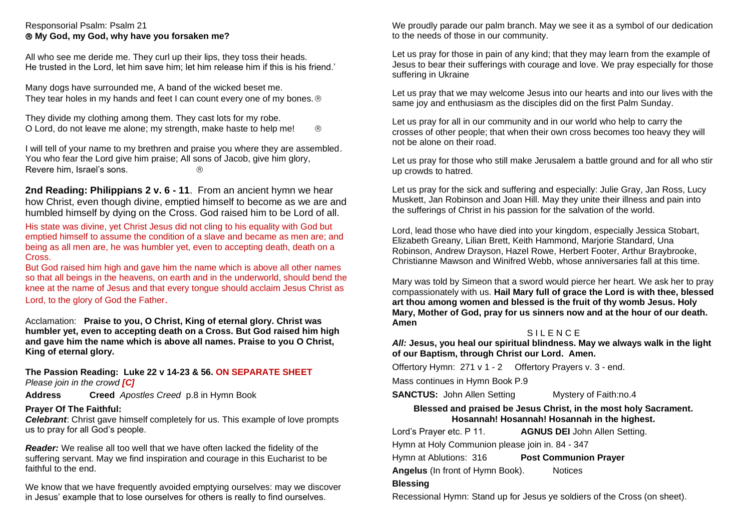Responsorial Psalm: Psalm 21
**℟ My God, my God, why have you forsaken me?**

All who see me deride me. They curl up their lips, they toss their heads.
He trusted in the Lord, let him save him; let him release him if this is his friend.'

Many dogs have surrounded me, A band of the wicked beset me.
They tear holes in my hands and feet I can count every one of my bones. ℟

They divide my clothing among them. They cast lots for my robe.
O Lord, do not leave me alone; my strength, make haste to help me! ℟

I will tell of your name to my brethren and praise you where they are assembled.
You who fear the Lord give him praise; All sons of Jacob, give him glory,
Revere him, Israel's sons. ℟

**2nd Reading: Philippians 2 v. 6 - 11**. From an ancient hymn we hear how Christ, even though divine, emptied himself to become as we are and humbled himself by dying on the Cross. God raised him to be Lord of all.

His state was divine, yet Christ Jesus did not cling to his equality with God but emptied himself to assume the condition of a slave and became as men are; and being as all men are, he was humbler yet, even to accepting death, death on a Cross.

But God raised him high and gave him the name which is above all other names so that all beings in the heavens, on earth and in the underworld, should bend the knee at the name of Jesus and that every tongue should acclaim Jesus Christ as Lord, to the glory of God the Father.

Acclamation: **Praise to you, O Christ, King of eternal glory. Christ was humbler yet, even to accepting death on a Cross. But God raised him high and gave him the name which is above all names. Praise to you O Christ, King of eternal glory.**

**The Passion Reading: Luke 22 v 14-23 & 56. ON SEPARATE SHEET**
*Please join in the crowd* ***[C]***

**Address** **Creed** *Apostles Creed* p.8 in Hymn Book

**Prayer Of The Faithful:**

***Celebrant***: Christ gave himself completely for us. This example of love prompts us to pray for all God's people.

***Reader:*** We realise all too well that we have often lacked the fidelity of the suffering servant. May we find inspiration and courage in this Eucharist to be faithful to the end.

We know that we have frequently avoided emptying ourselves: may we discover in Jesus' example that to lose ourselves for others is really to find ourselves.

We proudly parade our palm branch. May we see it as a symbol of our dedication to the needs of those in our community.

Let us pray for those in pain of any kind; that they may learn from the example of Jesus to bear their sufferings with courage and love. We pray especially for those suffering in Ukraine

Let us pray that we may welcome Jesus into our hearts and into our lives with the same joy and enthusiasm as the disciples did on the first Palm Sunday.

Let us pray for all in our community and in our world who help to carry the crosses of other people; that when their own cross becomes too heavy they will not be alone on their road.

Let us pray for those who still make Jerusalem a battle ground and for all who stir up crowds to hatred.

Let us pray for the sick and suffering and especially: Julie Gray, Jan Ross, Lucy Muskett, Jan Robinson and Joan Hill. May they unite their illness and pain into the sufferings of Christ in his passion for the salvation of the world.

Lord, lead those who have died into your kingdom, especially Jessica Stobart, Elizabeth Greany, Lilian Brett, Keith Hammond, Marjorie Standard, Una Robinson, Andrew Drayson, Hazel Rowe, Herbert Footer, Arthur Braybrooke, Christianne Mawson and Winifred Webb, whose anniversaries fall at this time.

Mary was told by Simeon that a sword would pierce her heart. We ask her to pray compassionately with us. **Hail Mary full of grace the Lord is with thee, blessed art thou among women and blessed is the fruit of thy womb Jesus. Holy Mary, Mother of God, pray for us sinners now and at the hour of our death. Amen**

S I L E N C E

***All:*** **Jesus, you heal our spiritual blindness. May we always walk in the light of our Baptism, through Christ our Lord. Amen.**

Offertory Hymn: 271 v 1 - 2 Offertory Prayers v. 3 - end.

Mass continues in Hymn Book P.9

**SANCTUS:** John Allen Setting Mystery of Faith:no.4

**Blessed and praised be Jesus Christ, in the most holy Sacrament. Hosannah! Hosannah! Hosannah in the highest.**

Lord's Prayer etc. P 11. **AGNUS DEI** John Allen Setting.

Hymn at Holy Communion please join in. 84 - 347

Hymn at Ablutions: 316 **Post Communion Prayer**

**Angelus** (In front of Hymn Book). Notices

**Blessing**

Recessional Hymn: Stand up for Jesus ye soldiers of the Cross (on sheet).